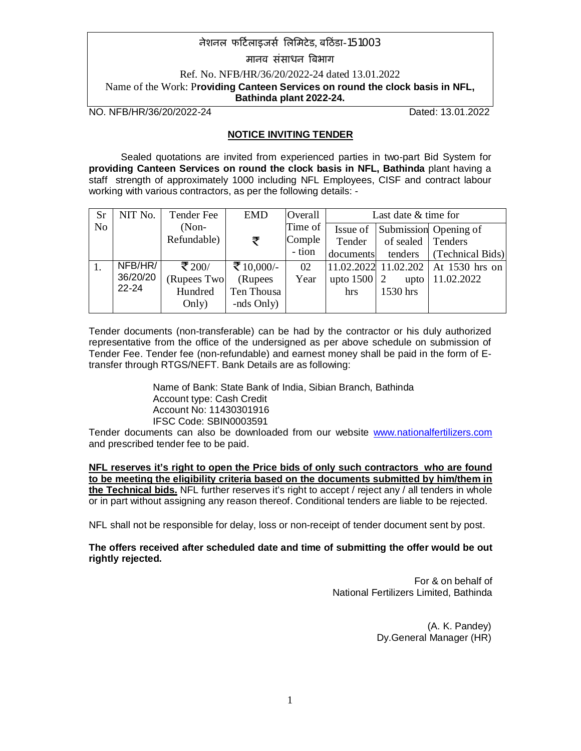नेशनल फर्टिलाइजर्स लिमिटेड, बठिंडा-151003

मानव संसाधन बिभाग

Ref. No. NFB/HR/36/20/2022-24 dated 13.01.2022

Name of the Work: P**roviding Canteen Services on round the clock basis in NFL, Bathinda plant 2022-24.**

NO. NFB/HR/36/20/2022-24 Dated: 13.01.2022

## NOTICE INVITING TENDER

Sealed quotations are invited from experienced parties in two-part Bid System for **providing Canteen Services on round the clock basis in NFL, Bathinda** plant having a staff strength of approximately 1000 including NFL Employees, CISF and contract labour working with various contractors, as per the following details: -

| Sr No | NIT No. | Tender Fee (Non-Refundable) | EMD ₹ | Overall Time of Comple - tion | Last date & time for | | |
|---|---|---|---|---|---|---|---|
| | | | | | Issue of Tender documents | Submission of sealed tenders | Opening of Tenders (Technical Bids) |
| 1. | NFB/HR/36/20/22-24 | ₹ 200/ (Rupees Two Hundred Only) | ₹ 10,000/- (Rupees Ten Thousa -nds Only) | 02 Year | 11.02.2022 upto 1500 hrs | 11.02.2022 upto 1530 hrs | At 1530 hrs on 11.02.2022 |

Tender documents (non-transferable) can be had by the contractor or his duly authorized representative from the office of the undersigned as per above schedule on submission of Tender Fee. Tender fee (non-refundable) and earnest money shall be paid in the form of E-transfer through RTGS/NEFT. Bank Details are as following:

Name of Bank: State Bank of India, Sibian Branch, Bathinda
Account type: Cash Credit
Account No: 11430301916
IFSC Code: SBIN0003591

Tender documents can also be downloaded from our website www.nationalfertilizers.com and prescribed tender fee to be paid.

**NFL reserves it's right to open the Price bids of only such contractors who are found to be meeting the eligibility criteria based on the documents submitted by him/them in the Technical bids.** NFL further reserves it's right to accept / reject any / all tenders in whole or in part without assigning any reason thereof. Conditional tenders are liable to be rejected.

NFL shall not be responsible for delay, loss or non-receipt of tender document sent by post.

**The offers received after scheduled date and time of submitting the offer would be out rightly rejected.**

For & on behalf of
National Fertilizers Limited, Bathinda

(A. K. Pandey)
Dy.General Manager (HR)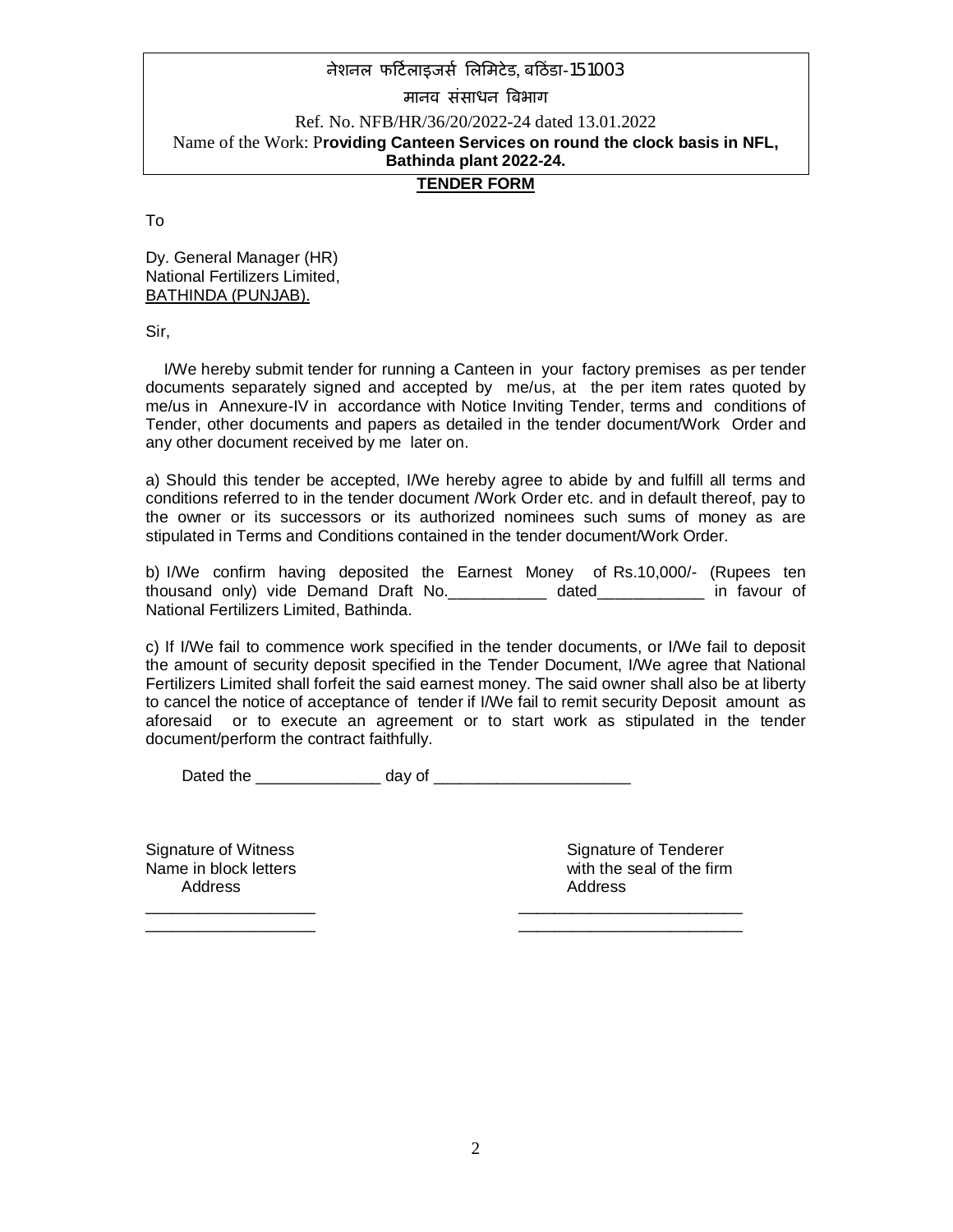नेशनल फर्टिलाइजर्स लिमिटेड, बठिंडा-151003

मानव संसाधन बिभाग

Ref. No. NFB/HR/36/20/2022-24 dated 13.01.2022

Name of the Work: **Providing Canteen Services on round the clock basis in NFL, Bathinda plant 2022-24.**

## TENDER FORM

To

Dy. General Manager (HR)
National Fertilizers Limited,
BATHINDA (PUNJAB).

Sir,

I/We hereby submit tender for running a Canteen in your factory premises as per tender documents separately signed and accepted by me/us, at the per item rates quoted by me/us in Annexure-IV in accordance with Notice Inviting Tender, terms and conditions of Tender, other documents and papers as detailed in the tender document/Work Order and any other document received by me later on.

a) Should this tender be accepted, I/We hereby agree to abide by and fulfill all terms and conditions referred to in the tender document /Work Order etc. and in default thereof, pay to the owner or its successors or its authorized nominees such sums of money as are stipulated in Terms and Conditions contained in the tender document/Work Order.

b) I/We confirm having deposited the Earnest Money of Rs.10,000/- (Rupees ten thousand only) vide Demand Draft No.___________ dated____________ in favour of National Fertilizers Limited, Bathinda.

c) If I/We fail to commence work specified in the tender documents, or I/We fail to deposit the amount of security deposit specified in the Tender Document, I/We agree that National Fertilizers Limited shall forfeit the said earnest money. The said owner shall also be at liberty to cancel the notice of acceptance of tender if I/We fail to remit security Deposit amount as aforesaid or to execute an agreement or to start work as stipulated in the tender document/perform the contract faithfully.

Dated the ______________ day of ______________________

Signature of Witness
Name in block letters
Address
___________________
___________________

Signature of Tenderer
with the seal of the firm
Address
_________________________
_________________________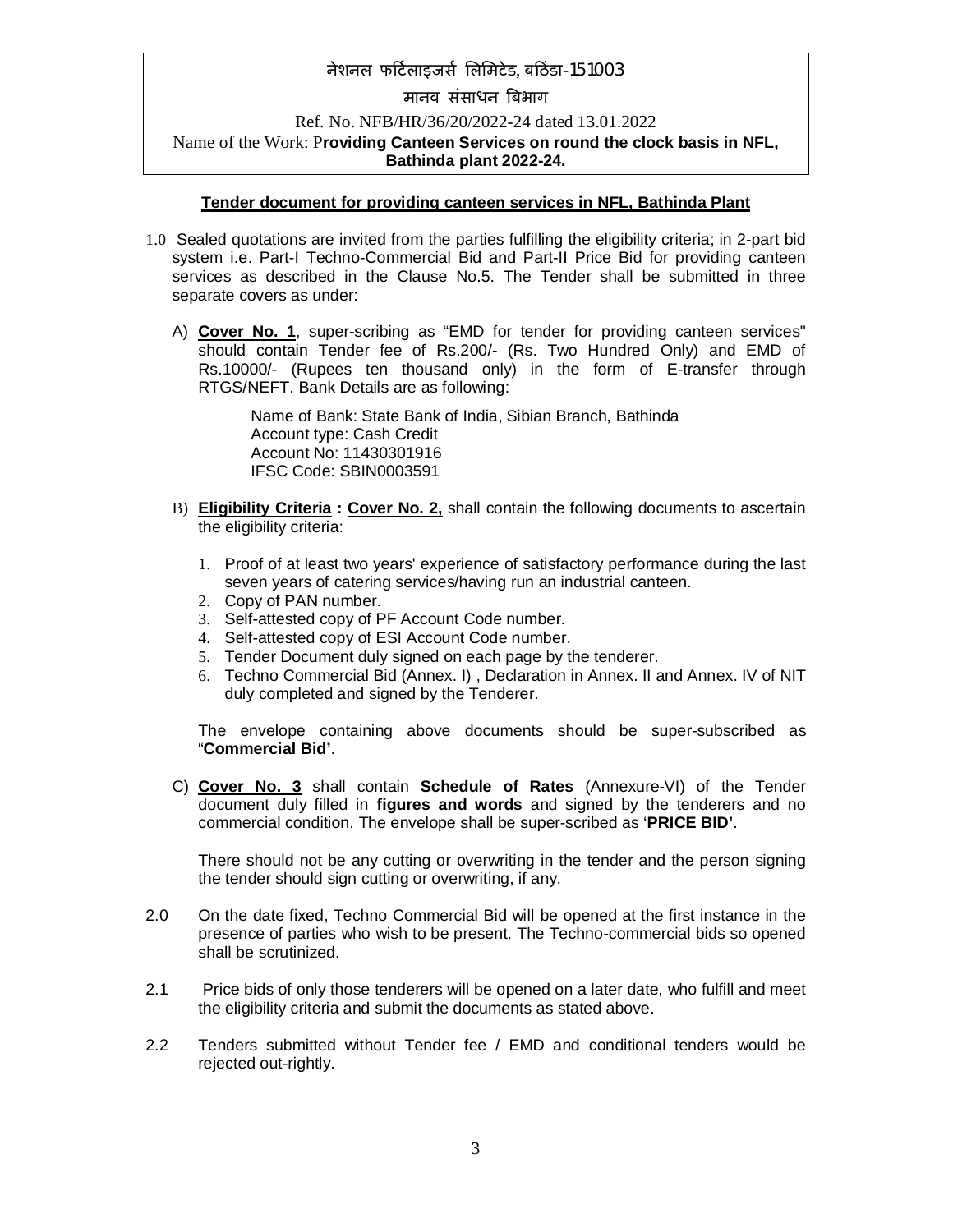नेशनल फर्टिलाइजर्स लिमिटेड, बठिंडा-151003

मानव संसाधन बिभाग

Ref. No. NFB/HR/36/20/2022-24 dated 13.01.2022

Name of the Work: **Providing Canteen Services on round the clock basis in NFL, Bathinda plant 2022-24.**

## Tender document for providing canteen services in NFL, Bathinda Plant

1.0 Sealed quotations are invited from the parties fulfilling the eligibility criteria; in 2-part bid system i.e. Part-I Techno-Commercial Bid and Part-II Price Bid for providing canteen services as described in the Clause No.5. The Tender shall be submitted in three separate covers as under:

A) **Cover No. 1**, super-scribing as "EMD for tender for providing canteen services" should contain Tender fee of Rs.200/- (Rs. Two Hundred Only) and EMD of Rs.10000/- (Rupees ten thousand only) in the form of E-transfer through RTGS/NEFT. Bank Details are as following:

Name of Bank: State Bank of India, Sibian Branch, Bathinda
Account type: Cash Credit
Account No: 11430301916
IFSC Code: SBIN0003591

B) **Eligibility Criteria : Cover No. 2,** shall contain the following documents to ascertain the eligibility criteria:

1. Proof of at least two years' experience of satisfactory performance during the last seven years of catering services/having run an industrial canteen.
2. Copy of PAN number.
3. Self-attested copy of PF Account Code number.
4. Self-attested copy of ESI Account Code number.
5. Tender Document duly signed on each page by the tenderer.
6. Techno Commercial Bid (Annex. I) , Declaration in Annex. II and Annex. IV of NIT duly completed and signed by the Tenderer.

The envelope containing above documents should be super-subscribed as "**Commercial Bid'**.

C) **Cover No. 3** shall contain **Schedule of Rates** (Annexure-VI) of the Tender document duly filled in **figures and words** and signed by the tenderers and no commercial condition. The envelope shall be super-scribed as '**PRICE BID'**.

There should not be any cutting or overwriting in the tender and the person signing the tender should sign cutting or overwriting, if any.

2.0 On the date fixed, Techno Commercial Bid will be opened at the first instance in the presence of parties who wish to be present. The Techno-commercial bids so opened shall be scrutinized.

2.1 Price bids of only those tenderers will be opened on a later date, who fulfill and meet the eligibility criteria and submit the documents as stated above.

2.2 Tenders submitted without Tender fee / EMD and conditional tenders would be rejected out-rightly.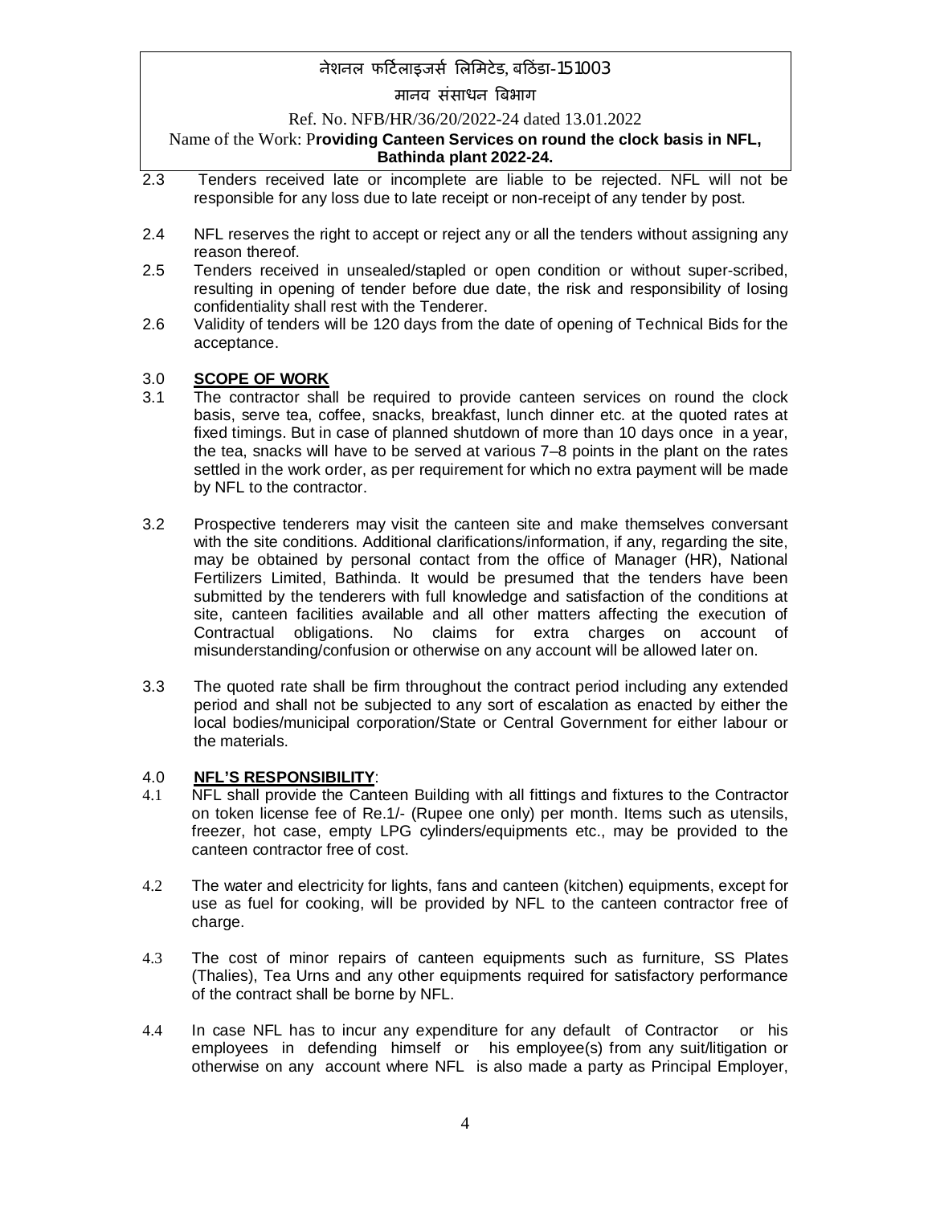2.3 Tenders received late or incomplete are liable to be rejected. NFL will not be responsible for any loss due to late receipt or non-receipt of any tender by post.

2.4 NFL reserves the right to accept or reject any or all the tenders without assigning any reason thereof.

2.5 Tenders received in unsealed/stapled or open condition or without super-scribed, resulting in opening of tender before due date, the risk and responsibility of losing confidentiality shall rest with the Tenderer.

2.6 Validity of tenders will be 120 days from the date of opening of Technical Bids for the acceptance.

## 3.0 SCOPE OF WORK

3.1 The contractor shall be required to provide canteen services on round the clock basis, serve tea, coffee, snacks, breakfast, lunch dinner etc. at the quoted rates at fixed timings. But in case of planned shutdown of more than 10 days once in a year, the tea, snacks will have to be served at various 7–8 points in the plant on the rates settled in the work order, as per requirement for which no extra payment will be made by NFL to the contractor.

3.2 Prospective tenderers may visit the canteen site and make themselves conversant with the site conditions. Additional clarifications/information, if any, regarding the site, may be obtained by personal contact from the office of Manager (HR), National Fertilizers Limited, Bathinda. It would be presumed that the tenders have been submitted by the tenderers with full knowledge and satisfaction of the conditions at site, canteen facilities available and all other matters affecting the execution of Contractual obligations. No claims for extra charges on account of misunderstanding/confusion or otherwise on any account will be allowed later on.

3.3 The quoted rate shall be firm throughout the contract period including any extended period and shall not be subjected to any sort of escalation as enacted by either the local bodies/municipal corporation/State or Central Government for either labour or the materials.

## 4.0 NFL'S RESPONSIBILITY:

4.1 NFL shall provide the Canteen Building with all fittings and fixtures to the Contractor on token license fee of Re.1/- (Rupee one only) per month. Items such as utensils, freezer, hot case, empty LPG cylinders/equipments etc., may be provided to the canteen contractor free of cost.

4.2 The water and electricity for lights, fans and canteen (kitchen) equipments, except for use as fuel for cooking, will be provided by NFL to the canteen contractor free of charge.

4.3 The cost of minor repairs of canteen equipments such as furniture, SS Plates (Thalies), Tea Urns and any other equipments required for satisfactory performance of the contract shall be borne by NFL.

4.4 In case NFL has to incur any expenditure for any default of Contractor or his employees in defending himself or his employee(s) from any suit/litigation or otherwise on any account where NFL is also made a party as Principal Employer,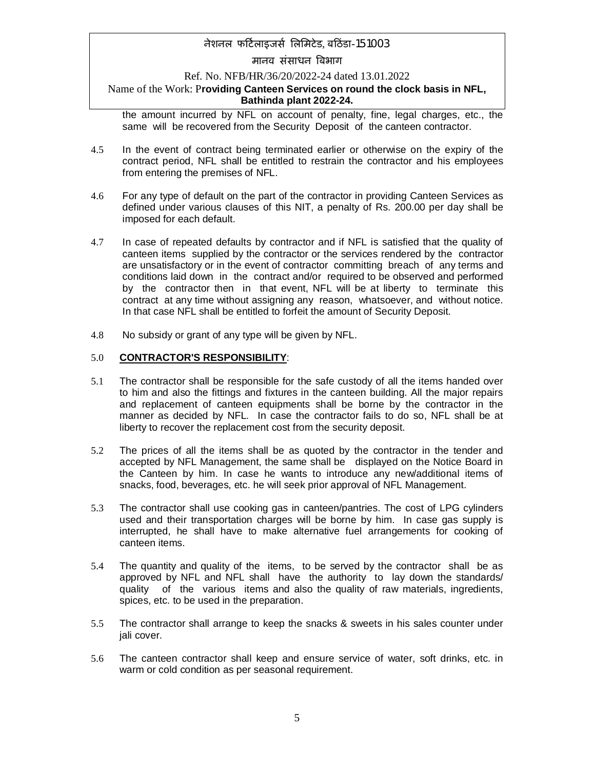the amount incurred by NFL on account of penalty, fine, legal charges, etc., the same will be recovered from the Security Deposit of the canteen contractor.

4.5 In the event of contract being terminated earlier or otherwise on the expiry of the contract period, NFL shall be entitled to restrain the contractor and his employees from entering the premises of NFL.

4.6 For any type of default on the part of the contractor in providing Canteen Services as defined under various clauses of this NIT, a penalty of Rs. 200.00 per day shall be imposed for each default.

4.7 In case of repeated defaults by contractor and if NFL is satisfied that the quality of canteen items supplied by the contractor or the services rendered by the contractor are unsatisfactory or in the event of contractor committing breach of any terms and conditions laid down in the contract and/or required to be observed and performed by the contractor then in that event, NFL will be at liberty to terminate this contract at any time without assigning any reason, whatsoever, and without notice. In that case NFL shall be entitled to forfeit the amount of Security Deposit.

4.8 No subsidy or grant of any type will be given by NFL.

## 5.0 **CONTRACTOR'S RESPONSIBILITY**:

5.1 The contractor shall be responsible for the safe custody of all the items handed over to him and also the fittings and fixtures in the canteen building. All the major repairs and replacement of canteen equipments shall be borne by the contractor in the manner as decided by NFL. In case the contractor fails to do so, NFL shall be at liberty to recover the replacement cost from the security deposit.

5.2 The prices of all the items shall be as quoted by the contractor in the tender and accepted by NFL Management, the same shall be displayed on the Notice Board in the Canteen by him. In case he wants to introduce any new/additional items of snacks, food, beverages, etc. he will seek prior approval of NFL Management.

5.3 The contractor shall use cooking gas in canteen/pantries. The cost of LPG cylinders used and their transportation charges will be borne by him. In case gas supply is interrupted, he shall have to make alternative fuel arrangements for cooking of canteen items.

5.4 The quantity and quality of the items, to be served by the contractor shall be as approved by NFL and NFL shall have the authority to lay down the standards/ quality of the various items and also the quality of raw materials, ingredients, spices, etc. to be used in the preparation.

5.5 The contractor shall arrange to keep the snacks & sweets in his sales counter under jali cover.

5.6 The canteen contractor shall keep and ensure service of water, soft drinks, etc. in warm or cold condition as per seasonal requirement.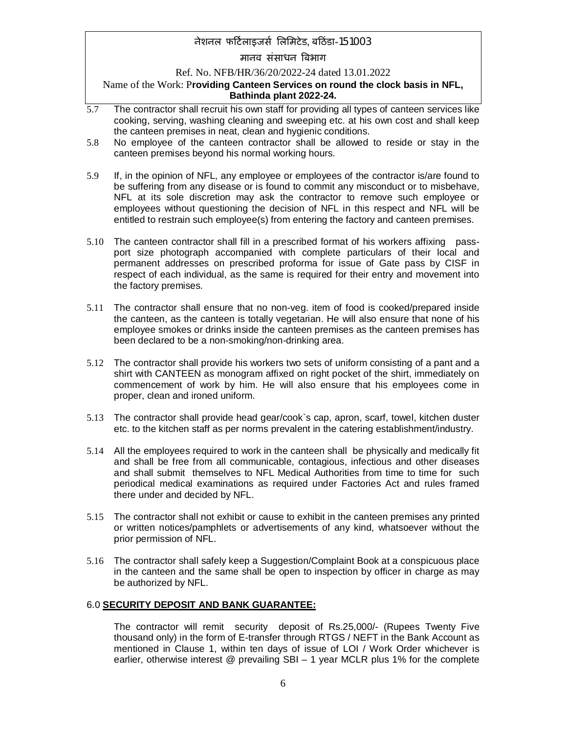5.7 The contractor shall recruit his own staff for providing all types of canteen services like cooking, serving, washing cleaning and sweeping etc. at his own cost and shall keep the canteen premises in neat, clean and hygienic conditions.

5.8 No employee of the canteen contractor shall be allowed to reside or stay in the canteen premises beyond his normal working hours.

5.9 If, in the opinion of NFL, any employee or employees of the contractor is/are found to be suffering from any disease or is found to commit any misconduct or to misbehave, NFL at its sole discretion may ask the contractor to remove such employee or employees without questioning the decision of NFL in this respect and NFL will be entitled to restrain such employee(s) from entering the factory and canteen premises.

5.10 The canteen contractor shall fill in a prescribed format of his workers affixing pass-port size photograph accompanied with complete particulars of their local and permanent addresses on prescribed proforma for issue of Gate pass by CISF in respect of each individual, as the same is required for their entry and movement into the factory premises.

5.11 The contractor shall ensure that no non-veg. item of food is cooked/prepared inside the canteen, as the canteen is totally vegetarian. He will also ensure that none of his employee smokes or drinks inside the canteen premises as the canteen premises has been declared to be a non-smoking/non-drinking area.

5.12 The contractor shall provide his workers two sets of uniform consisting of a pant and a shirt with CANTEEN as monogram affixed on right pocket of the shirt, immediately on commencement of work by him. He will also ensure that his employees come in proper, clean and ironed uniform.

5.13 The contractor shall provide head gear/cook`s cap, apron, scarf, towel, kitchen duster etc. to the kitchen staff as per norms prevalent in the catering establishment/industry.

5.14 All the employees required to work in the canteen shall be physically and medically fit and shall be free from all communicable, contagious, infectious and other diseases and shall submit themselves to NFL Medical Authorities from time to time for such periodical medical examinations as required under Factories Act and rules framed there under and decided by NFL.

5.15 The contractor shall not exhibit or cause to exhibit in the canteen premises any printed or written notices/pamphlets or advertisements of any kind, whatsoever without the prior permission of NFL.

5.16 The contractor shall safely keep a Suggestion/Complaint Book at a conspicuous place in the canteen and the same shall be open to inspection by officer in charge as may be authorized by NFL.

## 6.0 **SECURITY DEPOSIT AND BANK GUARANTEE:**

The contractor will remit security deposit of Rs.25,000/- (Rupees Twenty Five thousand only) in the form of E-transfer through RTGS / NEFT in the Bank Account as mentioned in Clause 1, within ten days of issue of LOI / Work Order whichever is earlier, otherwise interest @ prevailing SBI – 1 year MCLR plus 1% for the complete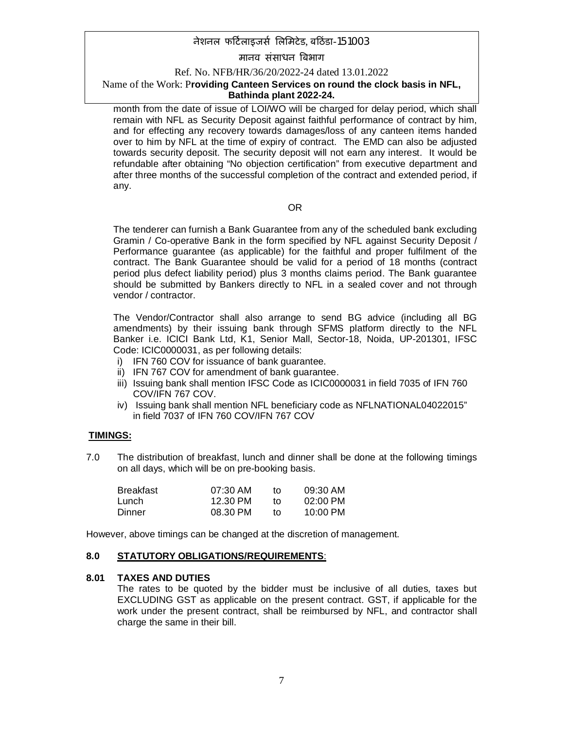month from the date of issue of LOI/WO will be charged for delay period, which shall remain with NFL as Security Deposit against faithful performance of contract by him, and for effecting any recovery towards damages/loss of any canteen items handed over to him by NFL at the time of expiry of contract. The EMD can also be adjusted towards security deposit. The security deposit will not earn any interest. It would be refundable after obtaining "No objection certification" from executive department and after three months of the successful completion of the contract and extended period, if any.

OR

The tenderer can furnish a Bank Guarantee from any of the scheduled bank excluding Gramin / Co-operative Bank in the form specified by NFL against Security Deposit / Performance guarantee (as applicable) for the faithful and proper fulfilment of the contract. The Bank Guarantee should be valid for a period of 18 months (contract period plus defect liability period) plus 3 months claims period. The Bank guarantee should be submitted by Bankers directly to NFL in a sealed cover and not through vendor / contractor.

The Vendor/Contractor shall also arrange to send BG advice (including all BG amendments) by their issuing bank through SFMS platform directly to the NFL Banker i.e. ICICI Bank Ltd, K1, Senior Mall, Sector-18, Noida, UP-201301, IFSC Code: ICIC0000031, as per following details:

i) IFN 760 COV for issuance of bank guarantee.
ii) IFN 767 COV for amendment of bank guarantee.
iii) Issuing bank shall mention IFSC Code as ICIC0000031 in field 7035 of IFN 760 COV/IFN 767 COV.
iv) Issuing bank shall mention NFL beneficiary code as NFLNATIONAL04022015" in field 7037 of IFN 760 COV/IFN 767 COV

**TIMINGS:**

7.0 The distribution of breakfast, lunch and dinner shall be done at the following timings on all days, which will be on pre-booking basis.

| | | | |
|---|---|---|---|
| Breakfast | 07:30 AM | to | 09:30 AM |
| Lunch | 12.30 PM | to | 02:00 PM |
| Dinner | 08.30 PM | to | 10:00 PM |

However, above timings can be changed at the discretion of management.

## 8.0 STATUTORY OBLIGATIONS/REQUIREMENTS:

### 8.01 TAXES AND DUTIES

The rates to be quoted by the bidder must be inclusive of all duties, taxes but EXCLUDING GST as applicable on the present contract. GST, if applicable for the work under the present contract, shall be reimbursed by NFL, and contractor shall charge the same in their bill.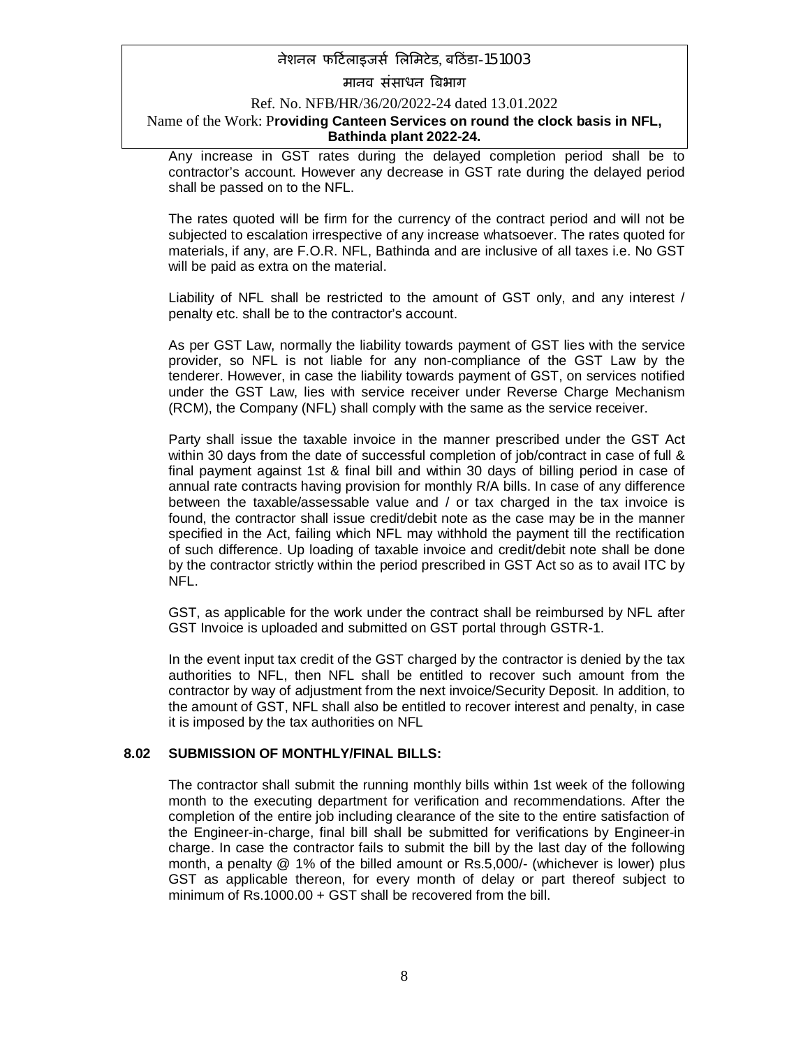Any increase in GST rates during the delayed completion period shall be to contractor's account. However any decrease in GST rate during the delayed period shall be passed on to the NFL.

The rates quoted will be firm for the currency of the contract period and will not be subjected to escalation irrespective of any increase whatsoever. The rates quoted for materials, if any, are F.O.R. NFL, Bathinda and are inclusive of all taxes i.e. No GST will be paid as extra on the material.

Liability of NFL shall be restricted to the amount of GST only, and any interest / penalty etc. shall be to the contractor's account.

As per GST Law, normally the liability towards payment of GST lies with the service provider, so NFL is not liable for any non-compliance of the GST Law by the tenderer. However, in case the liability towards payment of GST, on services notified under the GST Law, lies with service receiver under Reverse Charge Mechanism (RCM), the Company (NFL) shall comply with the same as the service receiver.

Party shall issue the taxable invoice in the manner prescribed under the GST Act within 30 days from the date of successful completion of job/contract in case of full & final payment against 1st & final bill and within 30 days of billing period in case of annual rate contracts having provision for monthly R/A bills. In case of any difference between the taxable/assessable value and / or tax charged in the tax invoice is found, the contractor shall issue credit/debit note as the case may be in the manner specified in the Act, failing which NFL may withhold the payment till the rectification of such difference. Up loading of taxable invoice and credit/debit note shall be done by the contractor strictly within the period prescribed in GST Act so as to avail ITC by NFL.

GST, as applicable for the work under the contract shall be reimbursed by NFL after GST Invoice is uploaded and submitted on GST portal through GSTR-1.

In the event input tax credit of the GST charged by the contractor is denied by the tax authorities to NFL, then NFL shall be entitled to recover such amount from the contractor by way of adjustment from the next invoice/Security Deposit. In addition, to the amount of GST, NFL shall also be entitled to recover interest and penalty, in case it is imposed by the tax authorities on NFL

**8.02 SUBMISSION OF MONTHLY/FINAL BILLS:**

The contractor shall submit the running monthly bills within 1st week of the following month to the executing department for verification and recommendations. After the completion of the entire job including clearance of the site to the entire satisfaction of the Engineer-in-charge, final bill shall be submitted for verifications by Engineer-in charge. In case the contractor fails to submit the bill by the last day of the following month, a penalty @ 1% of the billed amount or Rs.5,000/- (whichever is lower) plus GST as applicable thereon, for every month of delay or part thereof subject to minimum of Rs.1000.00 + GST shall be recovered from the bill.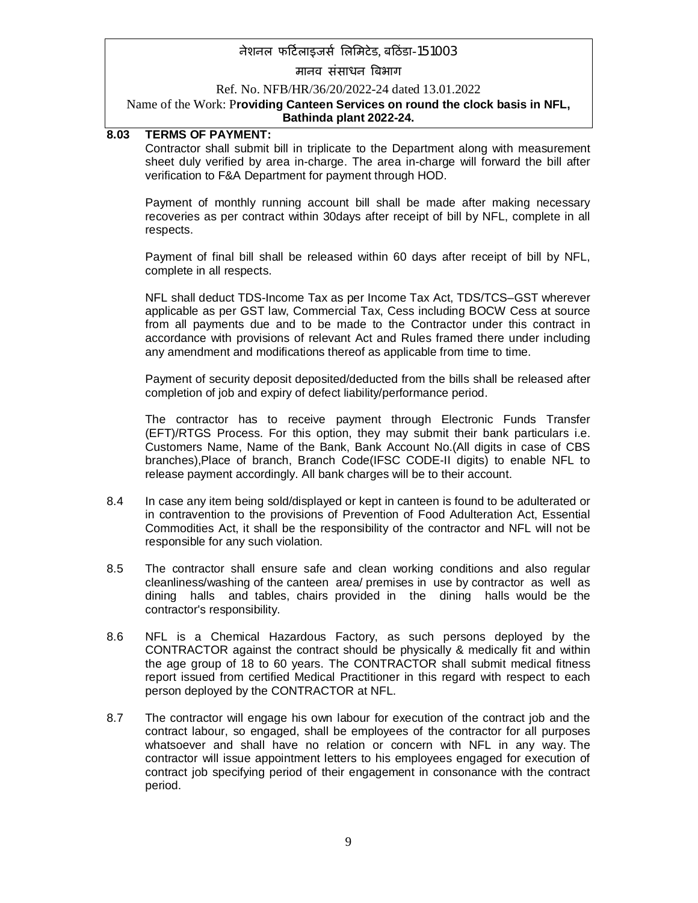**8.03 TERMS OF PAYMENT:**

Contractor shall submit bill in triplicate to the Department along with measurement sheet duly verified by area in-charge. The area in-charge will forward the bill after verification to F&A Department for payment through HOD.

Payment of monthly running account bill shall be made after making necessary recoveries as per contract within 30days after receipt of bill by NFL, complete in all respects.

Payment of final bill shall be released within 60 days after receipt of bill by NFL, complete in all respects.

NFL shall deduct TDS-Income Tax as per Income Tax Act, TDS/TCS–GST wherever applicable as per GST law, Commercial Tax, Cess including BOCW Cess at source from all payments due and to be made to the Contractor under this contract in accordance with provisions of relevant Act and Rules framed there under including any amendment and modifications thereof as applicable from time to time.

Payment of security deposit deposited/deducted from the bills shall be released after completion of job and expiry of defect liability/performance period.

The contractor has to receive payment through Electronic Funds Transfer (EFT)/RTGS Process. For this option, they may submit their bank particulars i.e. Customers Name, Name of the Bank, Bank Account No.(All digits in case of CBS branches),Place of branch, Branch Code(IFSC CODE-II digits) to enable NFL to release payment accordingly. All bank charges will be to their account.

8.4 In case any item being sold/displayed or kept in canteen is found to be adulterated or in contravention to the provisions of Prevention of Food Adulteration Act, Essential Commodities Act, it shall be the responsibility of the contractor and NFL will not be responsible for any such violation.

8.5 The contractor shall ensure safe and clean working conditions and also regular cleanliness/washing of the canteen area/ premises in use by contractor as well as dining halls and tables, chairs provided in the dining halls would be the contractor's responsibility.

8.6 NFL is a Chemical Hazardous Factory, as such persons deployed by the CONTRACTOR against the contract should be physically & medically fit and within the age group of 18 to 60 years. The CONTRACTOR shall submit medical fitness report issued from certified Medical Practitioner in this regard with respect to each person deployed by the CONTRACTOR at NFL.

8.7 The contractor will engage his own labour for execution of the contract job and the contract labour, so engaged, shall be employees of the contractor for all purposes whatsoever and shall have no relation or concern with NFL in any way. The contractor will issue appointment letters to his employees engaged for execution of contract job specifying period of their engagement in consonance with the contract period.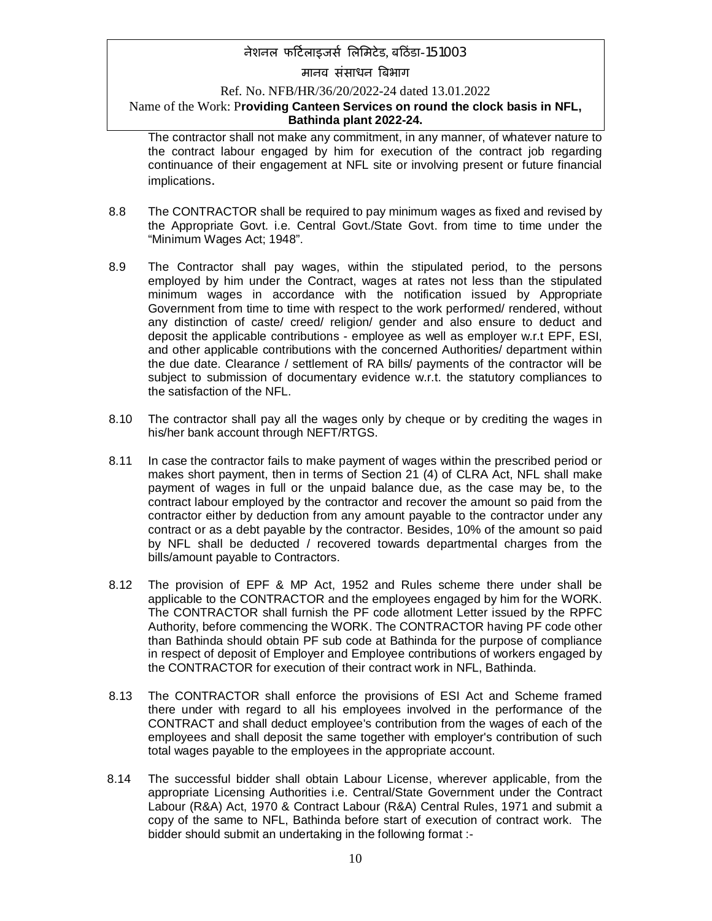The contractor shall not make any commitment, in any manner, of whatever nature to the contract labour engaged by him for execution of the contract job regarding continuance of their engagement at NFL site or involving present or future financial implications.

8.8 The CONTRACTOR shall be required to pay minimum wages as fixed and revised by the Appropriate Govt. i.e. Central Govt./State Govt. from time to time under the "Minimum Wages Act; 1948".

8.9 The Contractor shall pay wages, within the stipulated period, to the persons employed by him under the Contract, wages at rates not less than the stipulated minimum wages in accordance with the notification issued by Appropriate Government from time to time with respect to the work performed/ rendered, without any distinction of caste/ creed/ religion/ gender and also ensure to deduct and deposit the applicable contributions - employee as well as employer w.r.t EPF, ESI, and other applicable contributions with the concerned Authorities/ department within the due date. Clearance / settlement of RA bills/ payments of the contractor will be subject to submission of documentary evidence w.r.t. the statutory compliances to the satisfaction of the NFL.

8.10 The contractor shall pay all the wages only by cheque or by crediting the wages in his/her bank account through NEFT/RTGS.

8.11 In case the contractor fails to make payment of wages within the prescribed period or makes short payment, then in terms of Section 21 (4) of CLRA Act, NFL shall make payment of wages in full or the unpaid balance due, as the case may be, to the contract labour employed by the contractor and recover the amount so paid from the contractor either by deduction from any amount payable to the contractor under any contract or as a debt payable by the contractor. Besides, 10% of the amount so paid by NFL shall be deducted / recovered towards departmental charges from the bills/amount payable to Contractors.

8.12 The provision of EPF & MP Act, 1952 and Rules scheme there under shall be applicable to the CONTRACTOR and the employees engaged by him for the WORK. The CONTRACTOR shall furnish the PF code allotment Letter issued by the RPFC Authority, before commencing the WORK. The CONTRACTOR having PF code other than Bathinda should obtain PF sub code at Bathinda for the purpose of compliance in respect of deposit of Employer and Employee contributions of workers engaged by the CONTRACTOR for execution of their contract work in NFL, Bathinda.

8.13 The CONTRACTOR shall enforce the provisions of ESI Act and Scheme framed there under with regard to all his employees involved in the performance of the CONTRACT and shall deduct employee's contribution from the wages of each of the employees and shall deposit the same together with employer's contribution of such total wages payable to the employees in the appropriate account.

8.14 The successful bidder shall obtain Labour License, wherever applicable, from the appropriate Licensing Authorities i.e. Central/State Government under the Contract Labour (R&A) Act, 1970 & Contract Labour (R&A) Central Rules, 1971 and submit a copy of the same to NFL, Bathinda before start of execution of contract work. The bidder should submit an undertaking in the following format :-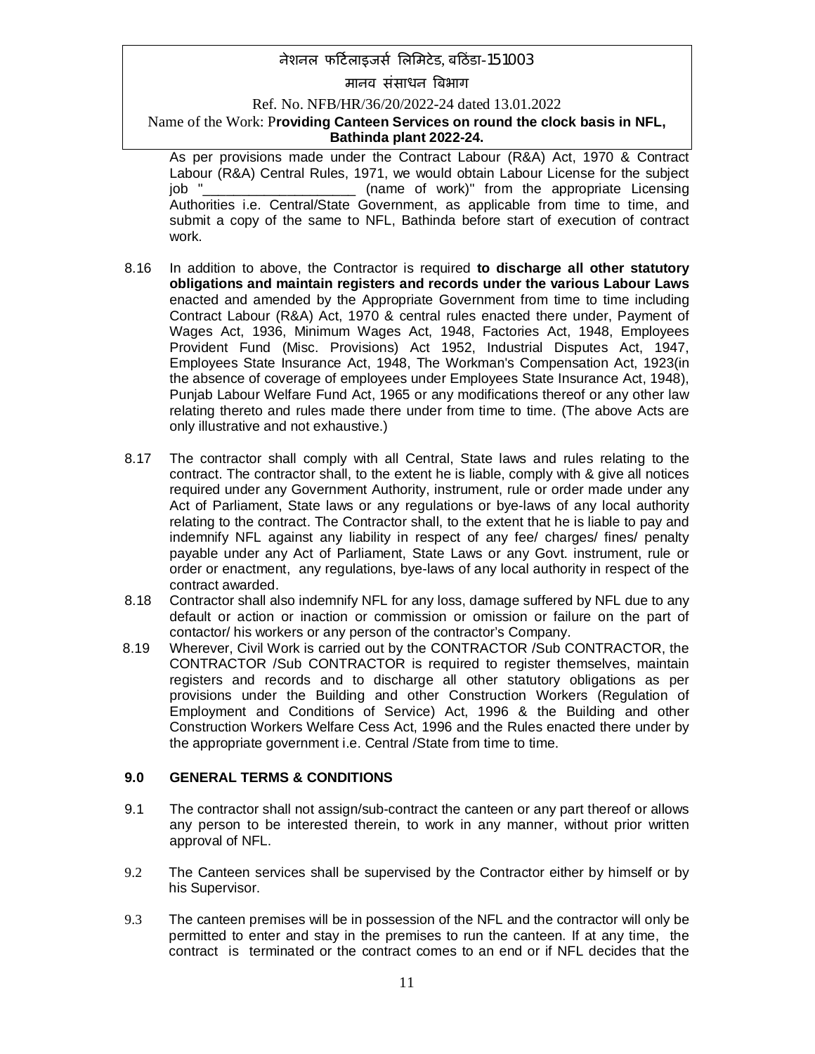As per provisions made under the Contract Labour (R&A) Act, 1970 & Contract Labour (R&A) Central Rules, 1971, we would obtain Labour License for the subject job "____________________ (name of work)" from the appropriate Licensing Authorities i.e. Central/State Government, as applicable from time to time, and submit a copy of the same to NFL, Bathinda before start of execution of contract work.

8.16 In addition to above, the Contractor is required **to discharge all other statutory obligations and maintain registers and records under the various Labour Laws** enacted and amended by the Appropriate Government from time to time including Contract Labour (R&A) Act, 1970 & central rules enacted there under, Payment of Wages Act, 1936, Minimum Wages Act, 1948, Factories Act, 1948, Employees Provident Fund (Misc. Provisions) Act 1952, Industrial Disputes Act, 1947, Employees State Insurance Act, 1948, The Workman's Compensation Act, 1923(in the absence of coverage of employees under Employees State Insurance Act, 1948), Punjab Labour Welfare Fund Act, 1965 or any modifications thereof or any other law relating thereto and rules made there under from time to time. (The above Acts are only illustrative and not exhaustive.)

8.17 The contractor shall comply with all Central, State laws and rules relating to the contract. The contractor shall, to the extent he is liable, comply with & give all notices required under any Government Authority, instrument, rule or order made under any Act of Parliament, State laws or any regulations or bye-laws of any local authority relating to the contract. The Contractor shall, to the extent that he is liable to pay and indemnify NFL against any liability in respect of any fee/ charges/ fines/ penalty payable under any Act of Parliament, State Laws or any Govt. instrument, rule or order or enactment, any regulations, bye-laws of any local authority in respect of the contract awarded.

8.18 Contractor shall also indemnify NFL for any loss, damage suffered by NFL due to any default or action or inaction or commission or omission or failure on the part of contactor/ his workers or any person of the contractor's Company.

8.19 Wherever, Civil Work is carried out by the CONTRACTOR /Sub CONTRACTOR, the CONTRACTOR /Sub CONTRACTOR is required to register themselves, maintain registers and records and to discharge all other statutory obligations as per provisions under the Building and other Construction Workers (Regulation of Employment and Conditions of Service) Act, 1996 & the Building and other Construction Workers Welfare Cess Act, 1996 and the Rules enacted there under by the appropriate government i.e. Central /State from time to time.

## 9.0 GENERAL TERMS & CONDITIONS

9.1 The contractor shall not assign/sub-contract the canteen or any part thereof or allows any person to be interested therein, to work in any manner, without prior written approval of NFL.

9.2 The Canteen services shall be supervised by the Contractor either by himself or by his Supervisor.

9.3 The canteen premises will be in possession of the NFL and the contractor will only be permitted to enter and stay in the premises to run the canteen. If at any time, the contract is terminated or the contract comes to an end or if NFL decides that the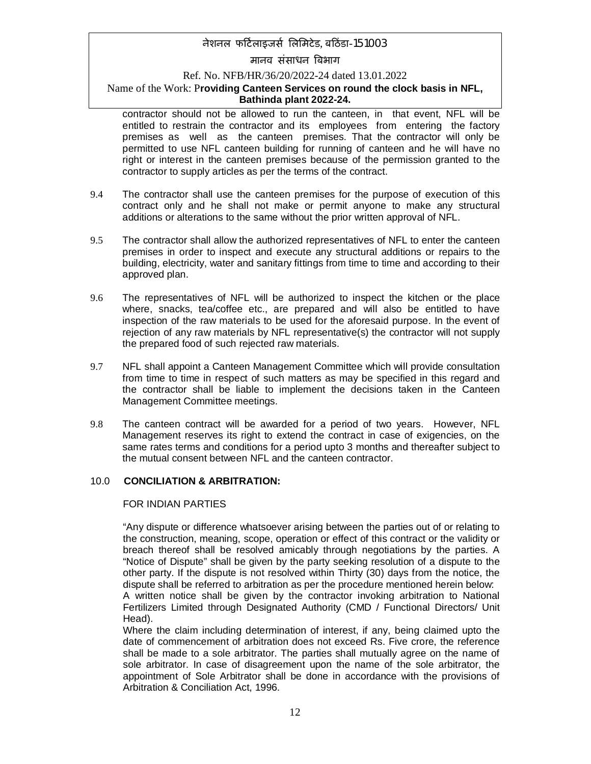contractor should not be allowed to run the canteen, in that event, NFL will be entitled to restrain the contractor and its employees from entering the factory premises as well as the canteen premises. That the contractor will only be permitted to use NFL canteen building for running of canteen and he will have no right or interest in the canteen premises because of the permission granted to the contractor to supply articles as per the terms of the contract.

9.4 The contractor shall use the canteen premises for the purpose of execution of this contract only and he shall not make or permit anyone to make any structural additions or alterations to the same without the prior written approval of NFL.

9.5 The contractor shall allow the authorized representatives of NFL to enter the canteen premises in order to inspect and execute any structural additions or repairs to the building, electricity, water and sanitary fittings from time to time and according to their approved plan.

9.6 The representatives of NFL will be authorized to inspect the kitchen or the place where, snacks, tea/coffee etc., are prepared and will also be entitled to have inspection of the raw materials to be used for the aforesaid purpose. In the event of rejection of any raw materials by NFL representative(s) the contractor will not supply the prepared food of such rejected raw materials.

9.7 NFL shall appoint a Canteen Management Committee which will provide consultation from time to time in respect of such matters as may be specified in this regard and the contractor shall be liable to implement the decisions taken in the Canteen Management Committee meetings.

9.8 The canteen contract will be awarded for a period of two years. However, NFL Management reserves its right to extend the contract in case of exigencies, on the same rates terms and conditions for a period upto 3 months and thereafter subject to the mutual consent between NFL and the canteen contractor.

## 10.0 CONCILIATION & ARBITRATION:

FOR INDIAN PARTIES

"Any dispute or difference whatsoever arising between the parties out of or relating to the construction, meaning, scope, operation or effect of this contract or the validity or breach thereof shall be resolved amicably through negotiations by the parties. A "Notice of Dispute" shall be given by the party seeking resolution of a dispute to the other party. If the dispute is not resolved within Thirty (30) days from the notice, the dispute shall be referred to arbitration as per the procedure mentioned herein below:

A written notice shall be given by the contractor invoking arbitration to National Fertilizers Limited through Designated Authority (CMD / Functional Directors/ Unit Head).

Where the claim including determination of interest, if any, being claimed upto the date of commencement of arbitration does not exceed Rs. Five crore, the reference shall be made to a sole arbitrator. The parties shall mutually agree on the name of sole arbitrator. In case of disagreement upon the name of the sole arbitrator, the appointment of Sole Arbitrator shall be done in accordance with the provisions of Arbitration & Conciliation Act, 1996.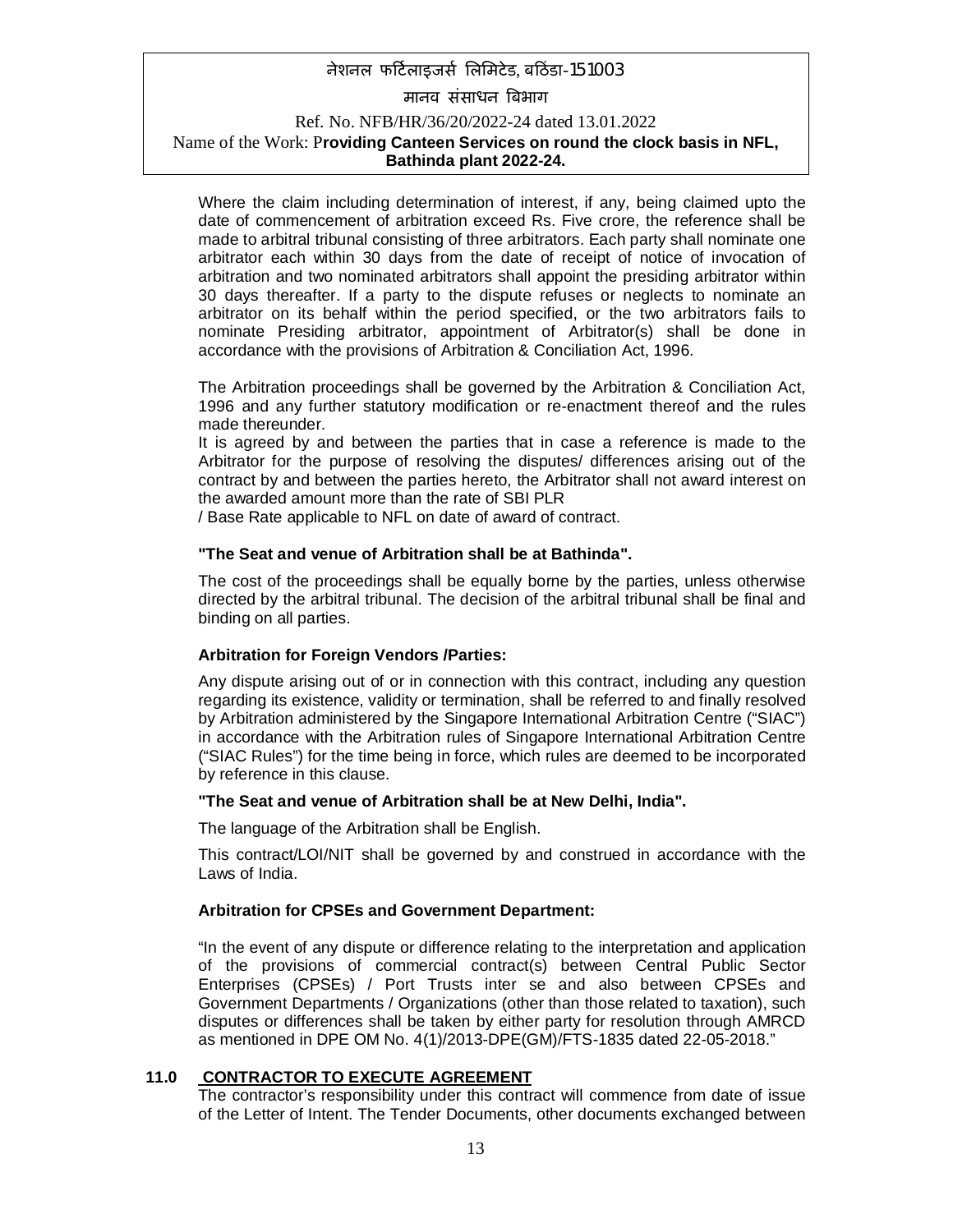Where the claim including determination of interest, if any, being claimed upto the date of commencement of arbitration exceed Rs. Five crore, the reference shall be made to arbitral tribunal consisting of three arbitrators. Each party shall nominate one arbitrator each within 30 days from the date of receipt of notice of invocation of arbitration and two nominated arbitrators shall appoint the presiding arbitrator within 30 days thereafter. If a party to the dispute refuses or neglects to nominate an arbitrator on its behalf within the period specified, or the two arbitrators fails to nominate Presiding arbitrator, appointment of Arbitrator(s) shall be done in accordance with the provisions of Arbitration & Conciliation Act, 1996.

The Arbitration proceedings shall be governed by the Arbitration & Conciliation Act, 1996 and any further statutory modification or re-enactment thereof and the rules made thereunder.

It is agreed by and between the parties that in case a reference is made to the Arbitrator for the purpose of resolving the disputes/ differences arising out of the contract by and between the parties hereto, the Arbitrator shall not award interest on the awarded amount more than the rate of SBI PLR / Base Rate applicable to NFL on date of award of contract.

**"The Seat and venue of Arbitration shall be at Bathinda".**

The cost of the proceedings shall be equally borne by the parties, unless otherwise directed by the arbitral tribunal. The decision of the arbitral tribunal shall be final and binding on all parties.

**Arbitration for Foreign Vendors /Parties:**

Any dispute arising out of or in connection with this contract, including any question regarding its existence, validity or termination, shall be referred to and finally resolved by Arbitration administered by the Singapore International Arbitration Centre ("SIAC") in accordance with the Arbitration rules of Singapore International Arbitration Centre ("SIAC Rules") for the time being in force, which rules are deemed to be incorporated by reference in this clause.

**"The Seat and venue of Arbitration shall be at New Delhi, India".**

The language of the Arbitration shall be English.

This contract/LOI/NIT shall be governed by and construed in accordance with the Laws of India.

**Arbitration for CPSEs and Government Department:**

"In the event of any dispute or difference relating to the interpretation and application of the provisions of commercial contract(s) between Central Public Sector Enterprises (CPSEs) / Port Trusts inter se and also between CPSEs and Government Departments / Organizations (other than those related to taxation), such disputes or differences shall be taken by either party for resolution through AMRCD as mentioned in DPE OM No. 4(1)/2013-DPE(GM)/FTS-1835 dated 22-05-2018."

## 11.0 CONTRACTOR TO EXECUTE AGREEMENT

The contractor's responsibility under this contract will commence from date of issue of the Letter of Intent. The Tender Documents, other documents exchanged between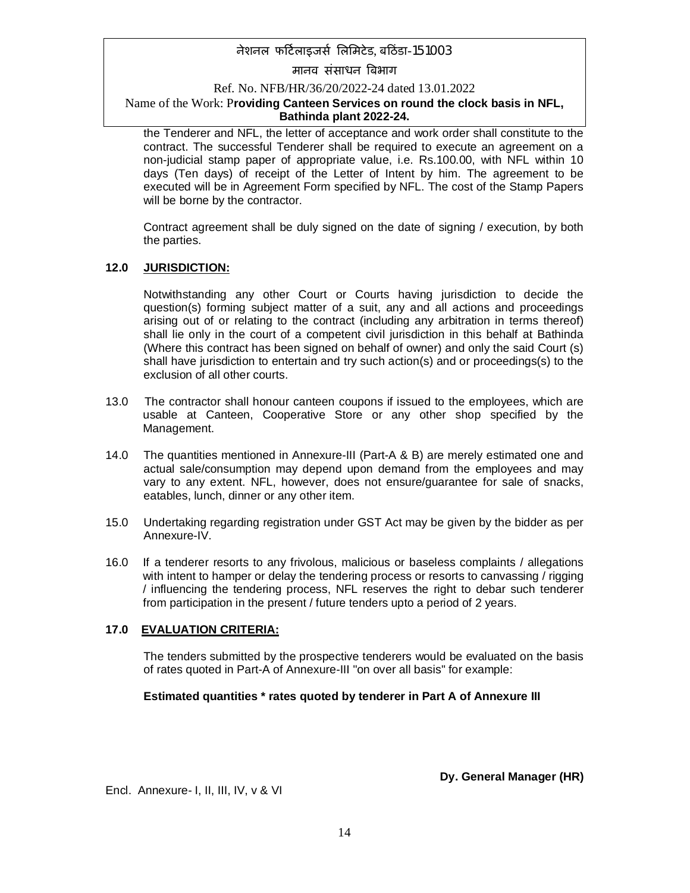the Tenderer and NFL, the letter of acceptance and work order shall constitute to the contract. The successful Tenderer shall be required to execute an agreement on a non-judicial stamp paper of appropriate value, i.e. Rs.100.00, with NFL within 10 days (Ten days) of receipt of the Letter of Intent by him. The agreement to be executed will be in Agreement Form specified by NFL. The cost of the Stamp Papers will be borne by the contractor.

Contract agreement shall be duly signed on the date of signing / execution, by both the parties.

**12.0 JURISDICTION:**

Notwithstanding any other Court or Courts having jurisdiction to decide the question(s) forming subject matter of a suit, any and all actions and proceedings arising out of or relating to the contract (including any arbitration in terms thereof) shall lie only in the court of a competent civil jurisdiction in this behalf at Bathinda (Where this contract has been signed on behalf of owner) and only the said Court (s) shall have jurisdiction to entertain and try such action(s) and or proceedings(s) to the exclusion of all other courts.

13.0 The contractor shall honour canteen coupons if issued to the employees, which are usable at Canteen, Cooperative Store or any other shop specified by the Management.

14.0 The quantities mentioned in Annexure-III (Part-A & B) are merely estimated one and actual sale/consumption may depend upon demand from the employees and may vary to any extent. NFL, however, does not ensure/guarantee for sale of snacks, eatables, lunch, dinner or any other item.

15.0 Undertaking regarding registration under GST Act may be given by the bidder as per Annexure-IV.

16.0 If a tenderer resorts to any frivolous, malicious or baseless complaints / allegations with intent to hamper or delay the tendering process or resorts to canvassing / rigging / influencing the tendering process, NFL reserves the right to debar such tenderer from participation in the present / future tenders upto a period of 2 years.

**17.0 EVALUATION CRITERIA:**

The tenders submitted by the prospective tenderers would be evaluated on the basis of rates quoted in Part-A of Annexure-III "on over all basis" for example:

**Estimated quantities * rates quoted by tenderer in Part A of Annexure III**

**Dy. General Manager (HR)**

Encl. Annexure- I, II, III, IV, v & VI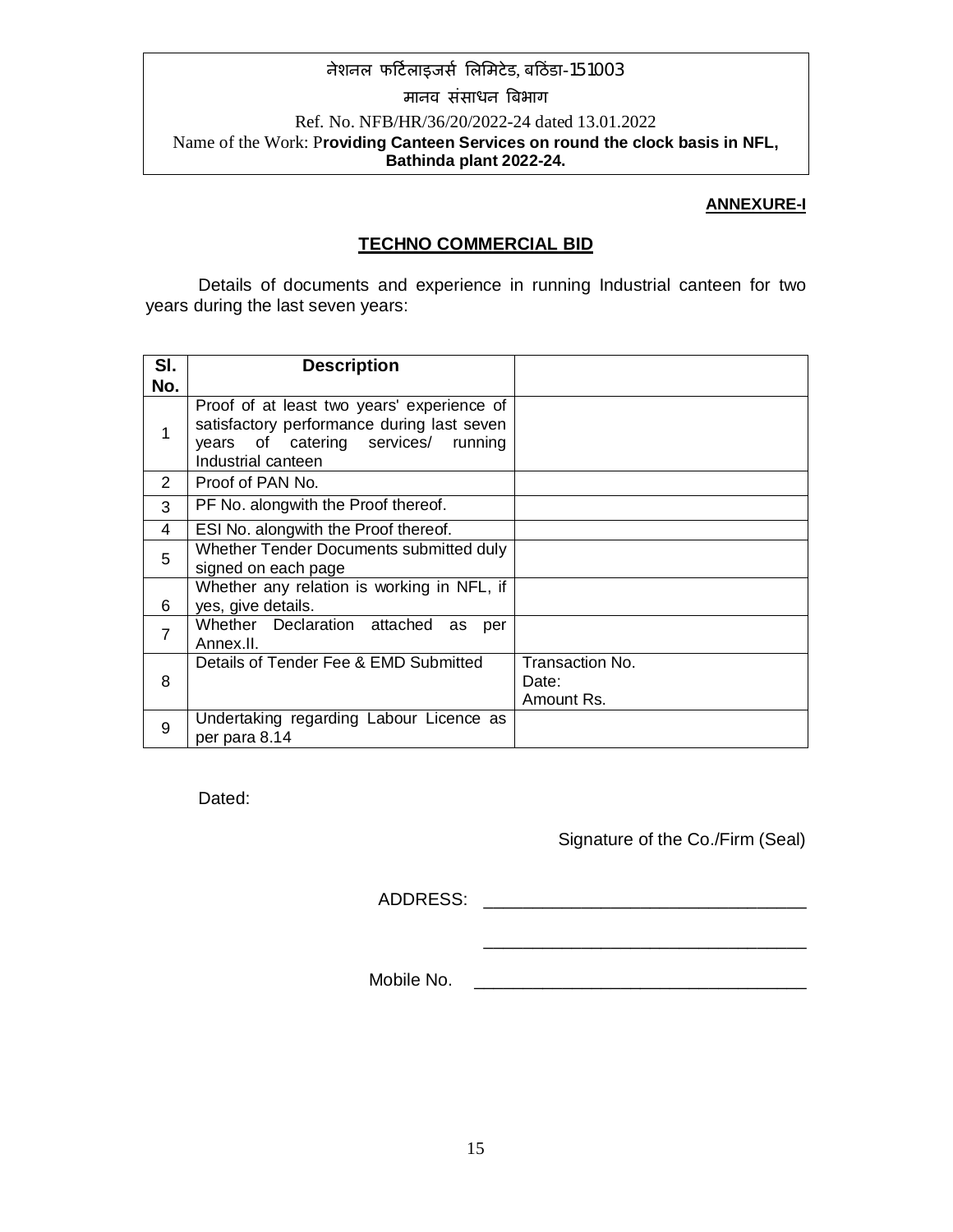नेशनल फर्टिलाइजर्स लिमिटेड, बठिंडा-151003

मानव संसाधन बिभाग

Ref. No. NFB/HR/36/20/2022-24 dated 13.01.2022

Name of the Work: P**roviding Canteen Services on round the clock basis in NFL, Bathinda plant 2022-24.**

**ANNEXURE-I**

## TECHNO COMMERCIAL BID

Details of documents and experience in running Industrial canteen for two years during the last seven years:

| Sl. No. | Description | |
|---|---|---|
| 1 | Proof of at least two years' experience of satisfactory performance during last seven years of catering services/ running Industrial canteen | |
| 2 | Proof of PAN No. | |
| 3 | PF No. alongwith the Proof thereof. | |
| 4 | ESI No. alongwith the Proof thereof. | |
| 5 | Whether Tender Documents submitted duly signed on each page | |
| 6 | Whether any relation is working in NFL, if yes, give details. | |
| 7 | Whether Declaration attached as per Annex.II. | |
| 8 | Details of Tender Fee & EMD Submitted | Transaction No.<br>Date:<br>Amount Rs. |
| 9 | Undertaking regarding Labour Licence as per para 8.14 | |

Dated:

Signature of the Co./Firm (Seal)

ADDRESS: ________________________________

________________________________

Mobile No. ________________________________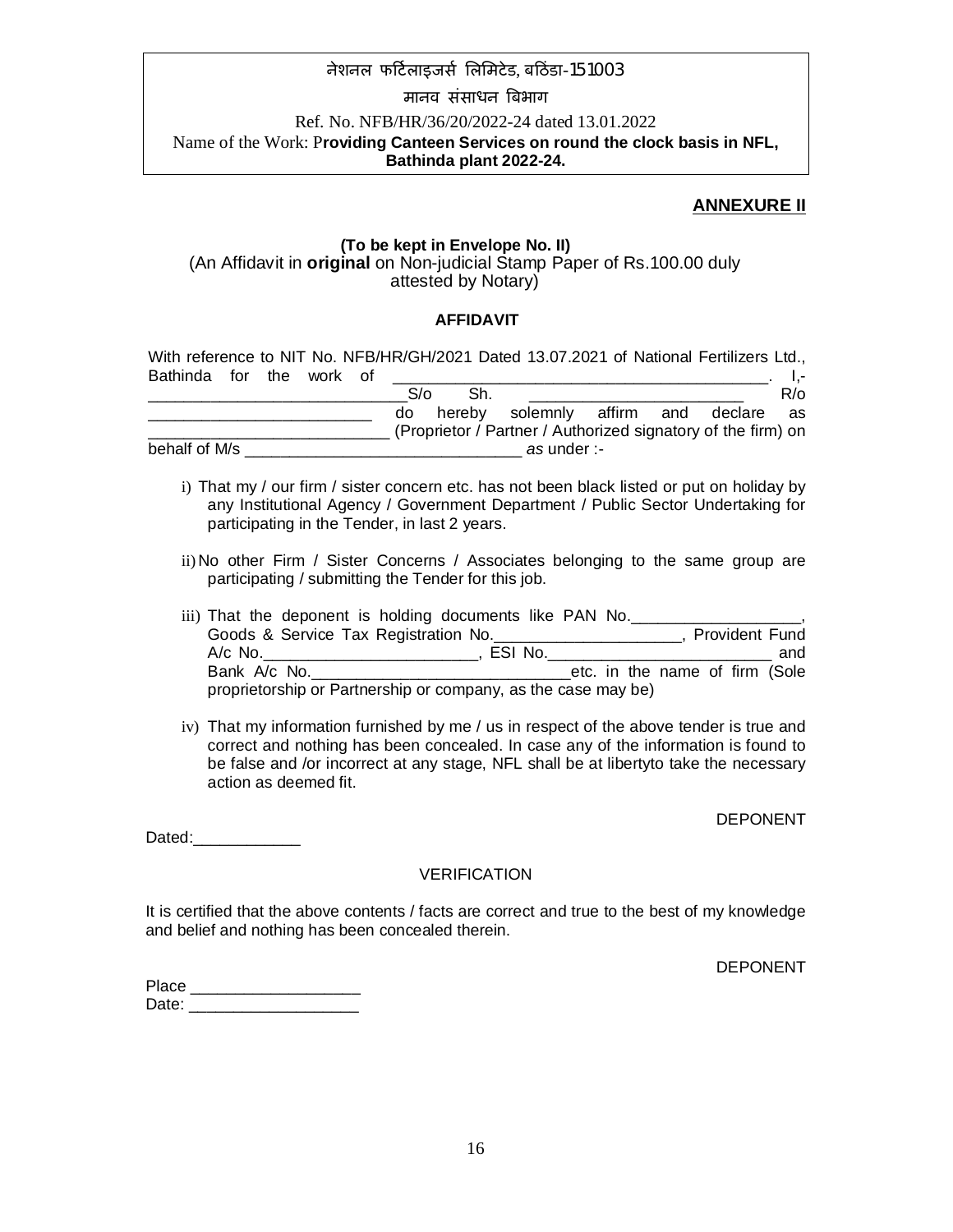नेशनल फर्टिलाइजर्स लिमिटेड, बठिंडा-151003

मानव संसाधन बिभाग

Ref. No. NFB/HR/36/20/2022-24 dated 13.01.2022

Name of the Work: **Providing Canteen Services on round the clock basis in NFL, Bathinda plant 2022-24.**

## ANNEXURE II

**(To be kept in Envelope No. II)**

(An Affidavit in **original** on Non-judicial Stamp Paper of Rs.100.00 duly attested by Notary)

### AFFIDAVIT

With reference to NIT No. NFB/HR/GH/2021 Dated 13.07.2021 of National Fertilizers Ltd., Bathinda for the work of ________________________________________. I,- ____________________________S/o Sh. ________________________ R/o ________________________ do hereby solemnly affirm and declare as ___________________________ (Proprietor / Partner / Authorized signatory of the firm) on behalf of M/s ______________________________ *as* under :-

i) That my / our firm / sister concern etc. has not been black listed or put on holiday by any Institutional Agency / Government Department / Public Sector Undertaking for participating in the Tender, in last 2 years.

ii) No other Firm / Sister Concerns / Associates belonging to the same group are participating / submitting the Tender for this job.

iii) That the deponent is holding documents like PAN No.___________________, Goods & Service Tax Registration No.____________________, Provident Fund A/c No.________________________, ESI No.________________________ and Bank A/c No.____________________________etc. in the name of firm (Sole proprietorship or Partnership or company, as the case may be)

iv) That my information furnished by me / us in respect of the above tender is true and correct and nothing has been concealed. In case any of the information is found to be false and /or incorrect at any stage, NFL shall be at libertyto take the necessary action as deemed fit.

DEPONENT

Dated:____________

VERIFICATION

It is certified that the above contents / facts are correct and true to the best of my knowledge and belief and nothing has been concealed therein.

DEPONENT

Place ___________________

Date: ___________________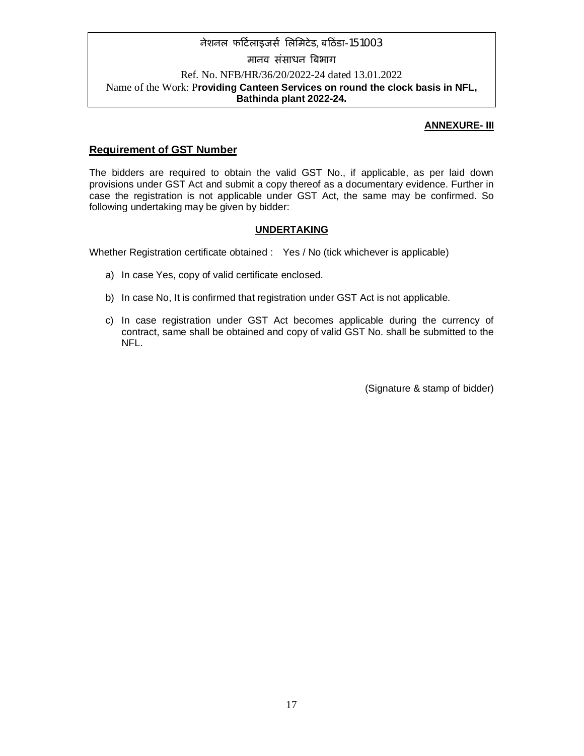नेशनल फर्टिलाइजर्स लिमिटेड, बठिंडा-151003

मानव संसाधन बिभाग

Ref. No. NFB/HR/36/20/2022-24 dated 13.01.2022

Name of the Work: **Providing Canteen Services on round the clock basis in NFL, Bathinda plant 2022-24.**

**ANNEXURE- III**

## Requirement of GST Number

The bidders are required to obtain the valid GST No., if applicable, as per laid down provisions under GST Act and submit a copy thereof as a documentary evidence. Further in case the registration is not applicable under GST Act, the same may be confirmed. So following undertaking may be given by bidder:

### UNDERTAKING

Whether Registration certificate obtained : Yes / No (tick whichever is applicable)

a) In case Yes, copy of valid certificate enclosed.

b) In case No, It is confirmed that registration under GST Act is not applicable.

c) In case registration under GST Act becomes applicable during the currency of contract, same shall be obtained and copy of valid GST No. shall be submitted to the NFL.

(Signature & stamp of bidder)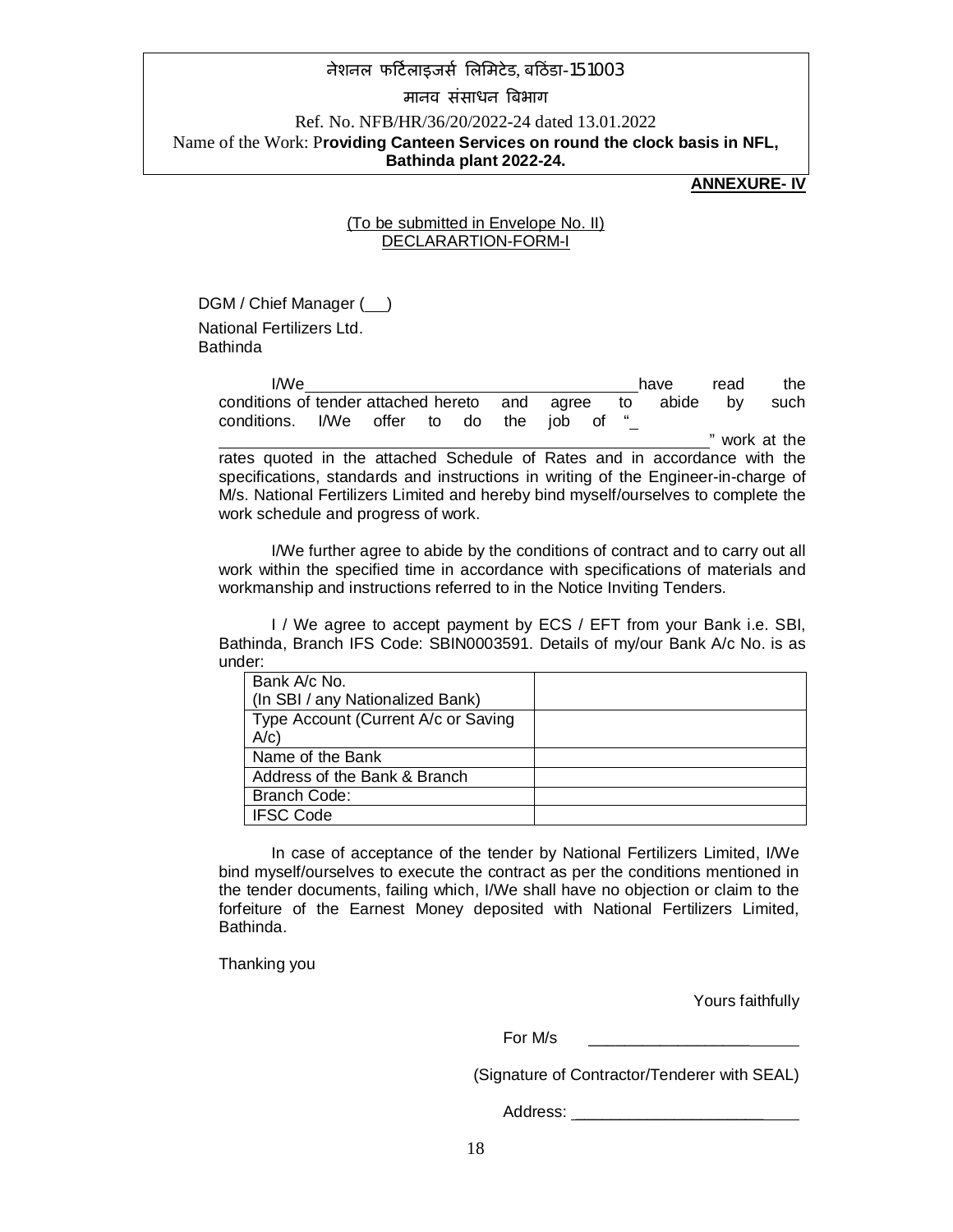नेशनल फर्टिलाइजर्स लिमिटेड, बठिंडा-151003

मानव संसाधन बिभाग

Ref. No. NFB/HR/36/20/2022-24 dated 13.01.2022

Name of the Work: **Providing Canteen Services on round the clock basis in NFL, Bathinda plant 2022-24.**

**ANNEXURE- IV**

(To be submitted in Envelope No. II)
DECLARARTION-FORM-I

DGM / Chief Manager (___)

National Fertilizers Ltd.
Bathinda

I/We________________________________have read the conditions of tender attached hereto and agree to abide by such conditions. I/We offer to do the job of "_ ______________________________________________" work at the rates quoted in the attached Schedule of Rates and in accordance with the specifications, standards and instructions in writing of the Engineer-in-charge of M/s. National Fertilizers Limited and hereby bind myself/ourselves to complete the work schedule and progress of work.

I/We further agree to abide by the conditions of contract and to carry out all work within the specified time in accordance with specifications of materials and workmanship and instructions referred to in the Notice Inviting Tenders.

I / We agree to accept payment by ECS / EFT from your Bank i.e. SBI, Bathinda, Branch IFS Code: SBIN0003591. Details of my/our Bank A/c No. is as under:

| | |
|---|---|
| Bank A/c No.<br>(In SBI / any Nationalized Bank) | |
| Type Account (Current A/c or Saving A/c) | |
| Name of the Bank | |
| Address of the Bank & Branch | |
| Branch Code: | |
| IFSC Code | |

In case of acceptance of the tender by National Fertilizers Limited, I/We bind myself/ourselves to execute the contract as per the conditions mentioned in the tender documents, failing which, I/We shall have no objection or claim to the forfeiture of the Earnest Money deposited with National Fertilizers Limited, Bathinda.

Thanking you

Yours faithfully

For M/s ________________________

(Signature of Contractor/Tenderer with SEAL)

Address: ___________________________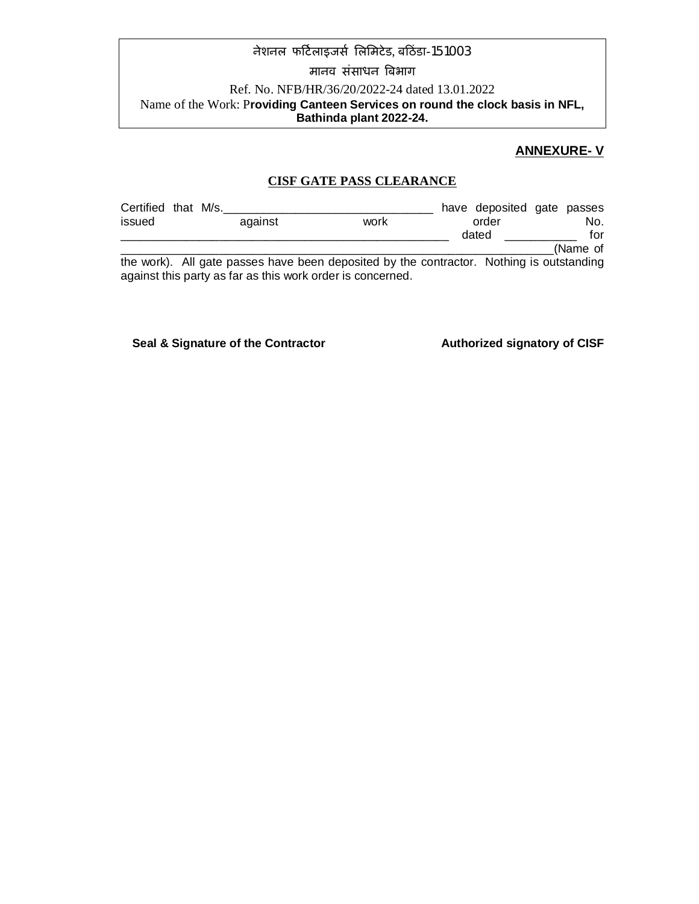नेशनल फर्टिलाइजर्स लिमिटेड, बठिंडा-151003

मानव संसाधन बिभाग

Ref. No. NFB/HR/36/20/2022-24 dated 13.01.2022

Name of the Work: P**roviding Canteen Services on round the clock basis in NFL, Bathinda plant 2022-24.**

**ANNEXURE- V**

## CISF GATE PASS CLEARANCE

Certified that M/s.________________________________ have deposited gate passes issued against work order No. ____________________________________________________ dated ___________ for ________________________________________________________________(Name of the work). All gate passes have been deposited by the contractor. Nothing is outstanding against this party as far as this work order is concerned.

**Seal & Signature of the Contractor** **Authorized signatory of CISF**